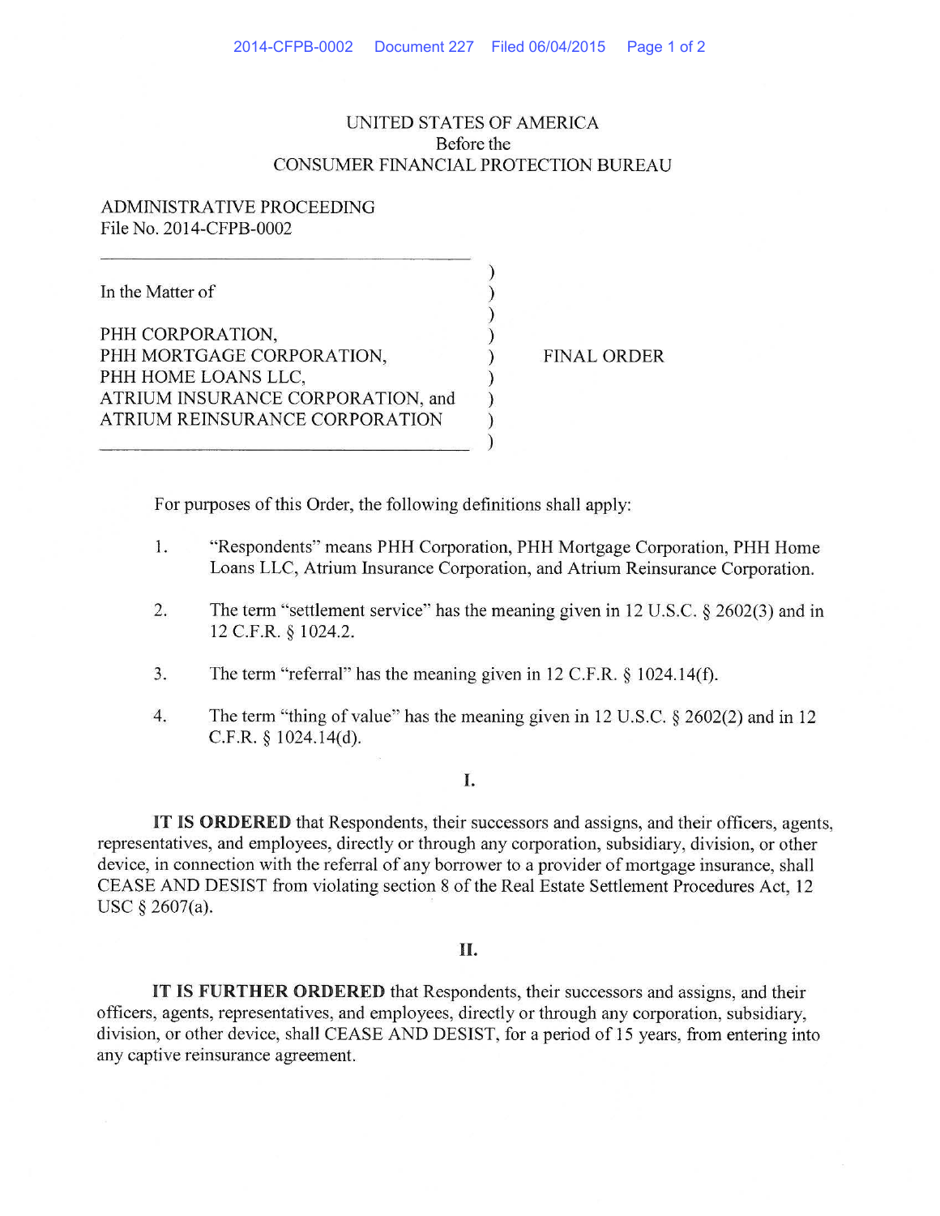UNITED STATES OF AMERICA
Before the
CONSUMER FINANCIAL PROTECTION BUREAU

ADMINISTRATIVE PROCEEDING
File No. 2014-CFPB-0002

In the Matter of

PHH CORPORATION,
PHH MORTGAGE CORPORATION,
PHH HOME LOANS LLC,
ATRIUM INSURANCE CORPORATION, and
ATRIUM REINSURANCE CORPORATION

FINAL ORDER

For purposes of this Order, the following definitions shall apply:

1. "Respondents" means PHH Corporation, PHH Mortgage Corporation, PHH Home Loans LLC, Atrium Insurance Corporation, and Atrium Reinsurance Corporation.

2. The term "settlement service" has the meaning given in 12 U.S.C. § 2602(3) and in 12 C.F.R. § 1024.2.

3. The term "referral" has the meaning given in 12 C.F.R. § 1024.14(f).

4. The term "thing of value" has the meaning given in 12 U.S.C. § 2602(2) and in 12 C.F.R. § 1024.14(d).

I.

**IT IS ORDERED** that Respondents, their successors and assigns, and their officers, agents, representatives, and employees, directly or through any corporation, subsidiary, division, or other device, in connection with the referral of any borrower to a provider of mortgage insurance, shall CEASE AND DESIST from violating section 8 of the Real Estate Settlement Procedures Act, 12 USC § 2607(a).

II.

**IT IS FURTHER ORDERED** that Respondents, their successors and assigns, and their officers, agents, representatives, and employees, directly or through any corporation, subsidiary, division, or other device, shall CEASE AND DESIST, for a period of 15 years, from entering into any captive reinsurance agreement.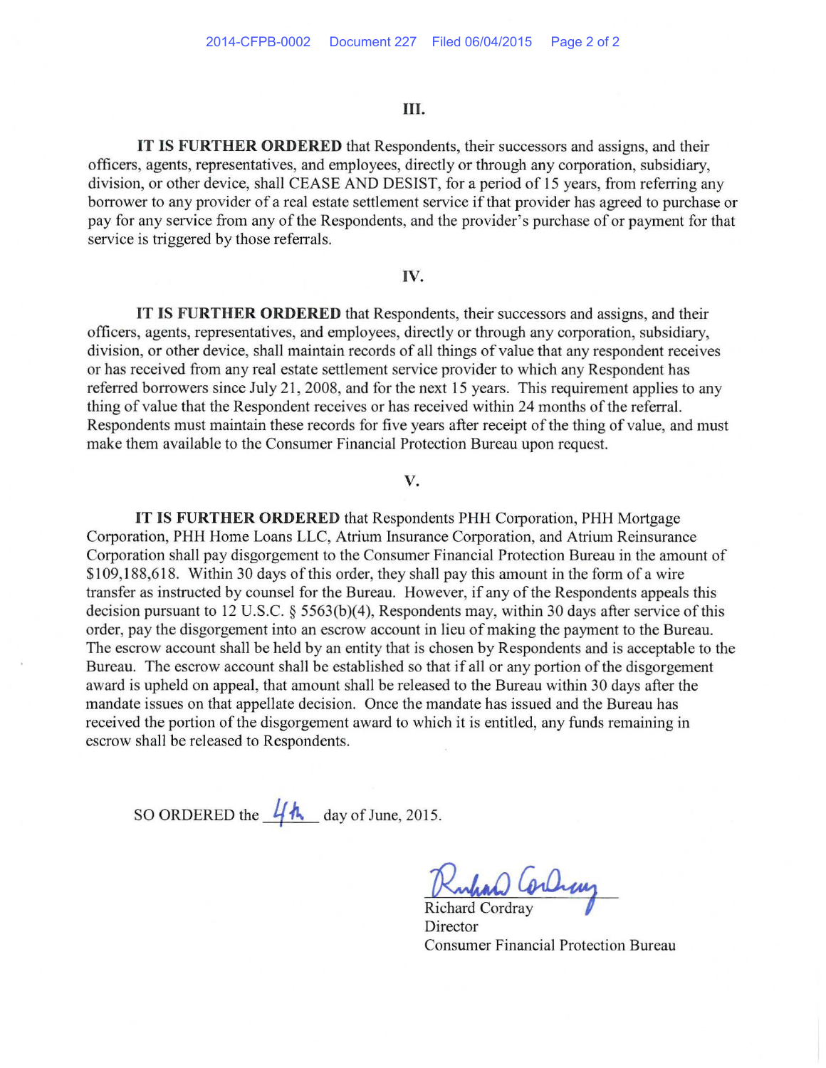### III.

**IT IS FURTHER ORDERED** that Respondents, their successors and assigns, and their officers, agents, representatives, and employees, directly or through any corporation, subsidiary, division, or other device, shall CEASE AND DESIST, for a period of 15 years, from referring any borrower to any provider of a real estate settlement service if that provider has agreed to purchase or pay for any service from any of the Respondents, and the provider's purchase of or payment for that service is triggered by those referrals.

### IV.

**IT IS FURTHER ORDERED** that Respondents, their successors and assigns, and their officers, agents, representatives, and employees, directly or through any corporation, subsidiary, division, or other device, shall maintain records of all things of value that any respondent receives or has received from any real estate settlement service provider to which any Respondent has referred borrowers since July 21, 2008, and for the next 15 years. This requirement applies to any thing of value that the Respondent receives or has received within 24 months of the referral. Respondents must maintain these records for five years after receipt of the thing of value, and must make them available to the Consumer Financial Protection Bureau upon request.

### V.

**IT IS FURTHER ORDERED** that Respondents PHH Corporation, PHH Mortgage Corporation, PHH Home Loans LLC, Atrium Insurance Corporation, and Atrium Reinsurance Corporation shall pay disgorgement to the Consumer Financial Protection Bureau in the amount of $109,188,618. Within 30 days of this order, they shall pay this amount in the form of a wire transfer as instructed by counsel for the Bureau. However, if any of the Respondents appeals this decision pursuant to 12 U.S.C. § 5563(b)(4), Respondents may, within 30 days after service of this order, pay the disgorgement into an escrow account in lieu of making the payment to the Bureau. The escrow account shall be held by an entity that is chosen by Respondents and is acceptable to the Bureau. The escrow account shall be established so that if all or any portion of the disgorgement award is upheld on appeal, that amount shall be released to the Bureau within 30 days after the mandate issues on that appellate decision. Once the mandate has issued and the Bureau has received the portion of the disgorgement award to which it is entitled, any funds remaining in escrow shall be released to Respondents.

SO ORDERED the 4th day of June, 2015.

Richard Cordray
Director
Consumer Financial Protection Bureau